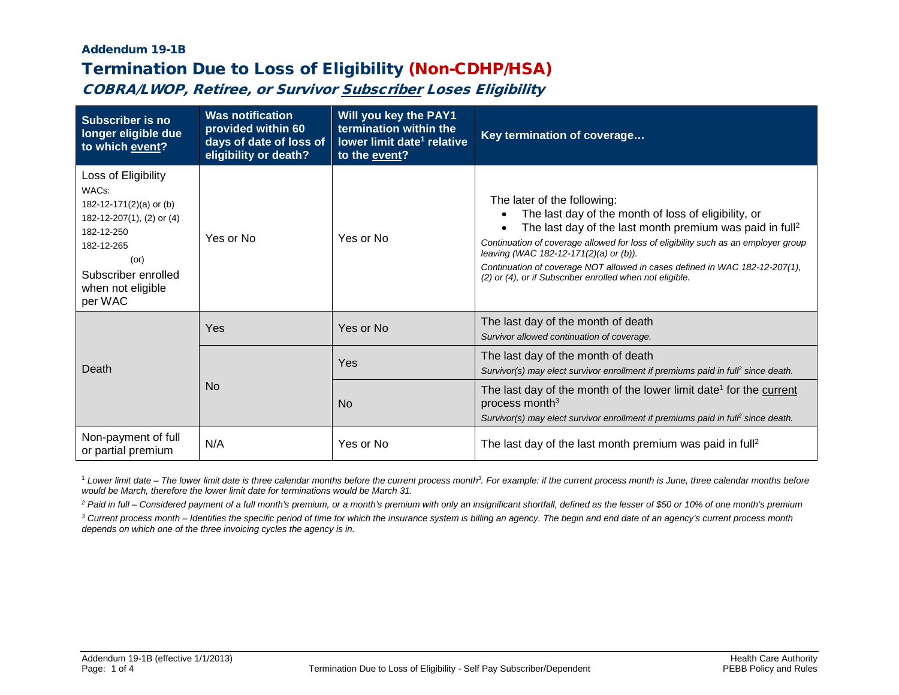**Addendum 19-1B**

# Termination Due to Loss of Eligibility (Non-CDHP/HSA)

## *COBRA/LWOP, Retiree, or Survivor Subscriber Loses Eligibility*

| Subscriber is no longer eligible due to which event? | Was notification provided within 60 days of date of loss of eligibility or death? | Will you key the PAY1 termination within the lower limit date[1] relative to the event? | Key termination of coverage… |
|---|---|---|---|
| Loss of Eligibility<br>WACs:<br>182-12-171(2)(a) or (b)<br>182-12-207(1), (2) or (4)<br>182-12-250<br>182-12-265<br>(or)<br>Subscriber enrolled when not eligible per WAC | Yes or No | Yes or No | The later of the following:<br>• The last day of the month of loss of eligibility, or<br>• The last day of the last month premium was paid in full[2]<br>*Continuation of coverage allowed for loss of eligibility such as an employer group leaving (WAC 182-12-171(2)(a) or (b)).*<br>*Continuation of coverage NOT allowed in cases defined in WAC 182-12-207(1), (2) or (4), or if Subscriber enrolled when not eligible.* |
| Death | Yes | Yes or No | The last day of the month of death<br>*Survivor allowed continuation of coverage.* |
| | No | Yes | The last day of the month of death<br>*Survivor(s) may elect survivor enrollment if premiums paid in full[2] since death.* |
| | | No | The last day of the month of the lower limit date[1] for the current process month[3]<br>*Survivor(s) may elect survivor enrollment if premiums paid in full[2] since death.* |
| Non-payment of full or partial premium | N/A | Yes or No | The last day of the last month premium was paid in full[2] |

[1] *Lower limit date – The lower limit date is three calendar months before the current process month[3]. For example: if the current process month is June, three calendar months before would be March, therefore the lower limit date for terminations would be March 31.*

[2] *Paid in full – Considered payment of a full month's premium, or a month's premium with only an insignificant shortfall, defined as the lesser of $50 or 10% of one month's premium*

[3] *Current process month – Identifies the specific period of time for which the insurance system is billing an agency. The begin and end date of an agency's current process month depends on which one of the three invoicing cycles the agency is in.*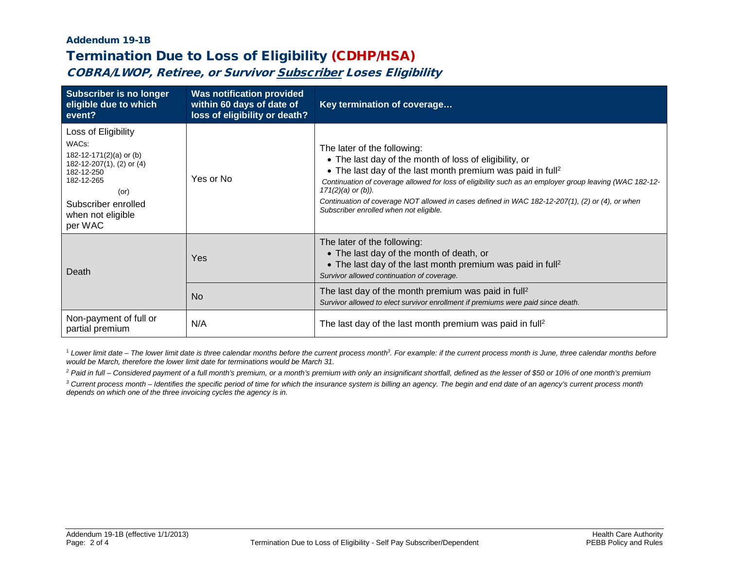**Addendum 19-1B**

# Termination Due to Loss of Eligibility (CDHP/HSA)

## *COBRA/LWOP, Retiree, or Survivor Subscriber Loses Eligibility*

| Subscriber is no longer eligible due to which event? | Was notification provided within 60 days of date of loss of eligibility or death? | Key termination of coverage… |
|---|---|---|
| Loss of Eligibility<br>WACs:<br>182-12-171(2)(a) or (b)<br>182-12-207(1), (2) or (4)<br>182-12-250<br>182-12-265<br>(or)<br>Subscriber enrolled when not eligible per WAC | Yes or No | The later of the following:<br>• The last day of the month of loss of eligibility, or<br>• The last day of the last month premium was paid in full[2]<br>*Continuation of coverage allowed for loss of eligibility such as an employer group leaving (WAC 182-12-171(2)(a) or (b)).*<br>*Continuation of coverage NOT allowed in cases defined in WAC 182-12-207(1), (2) or (4), or when Subscriber enrolled when not eligible.* |
| Death | Yes | The later of the following:<br>• The last day of the month of death, or<br>• The last day of the last month premium was paid in full[2]<br>*Survivor allowed continuation of coverage.* |
| | No | The last day of the month premium was paid in full[2]<br>*Survivor allowed to elect survivor enrollment if premiums were paid since death.* |
| Non-payment of full or partial premium | N/A | The last day of the last month premium was paid in full[2] |

[1] *Lower limit date – The lower limit date is three calendar months before the current process month[3]. For example: if the current process month is June, three calendar months before would be March, therefore the lower limit date for terminations would be March 31.*

[2] *Paid in full – Considered payment of a full month's premium, or a month's premium with only an insignificant shortfall, defined as the lesser of $50 or 10% of one month's premium*

[3] *Current process month – Identifies the specific period of time for which the insurance system is billing an agency. The begin and end date of an agency's current process month depends on which one of the three invoicing cycles the agency is in.*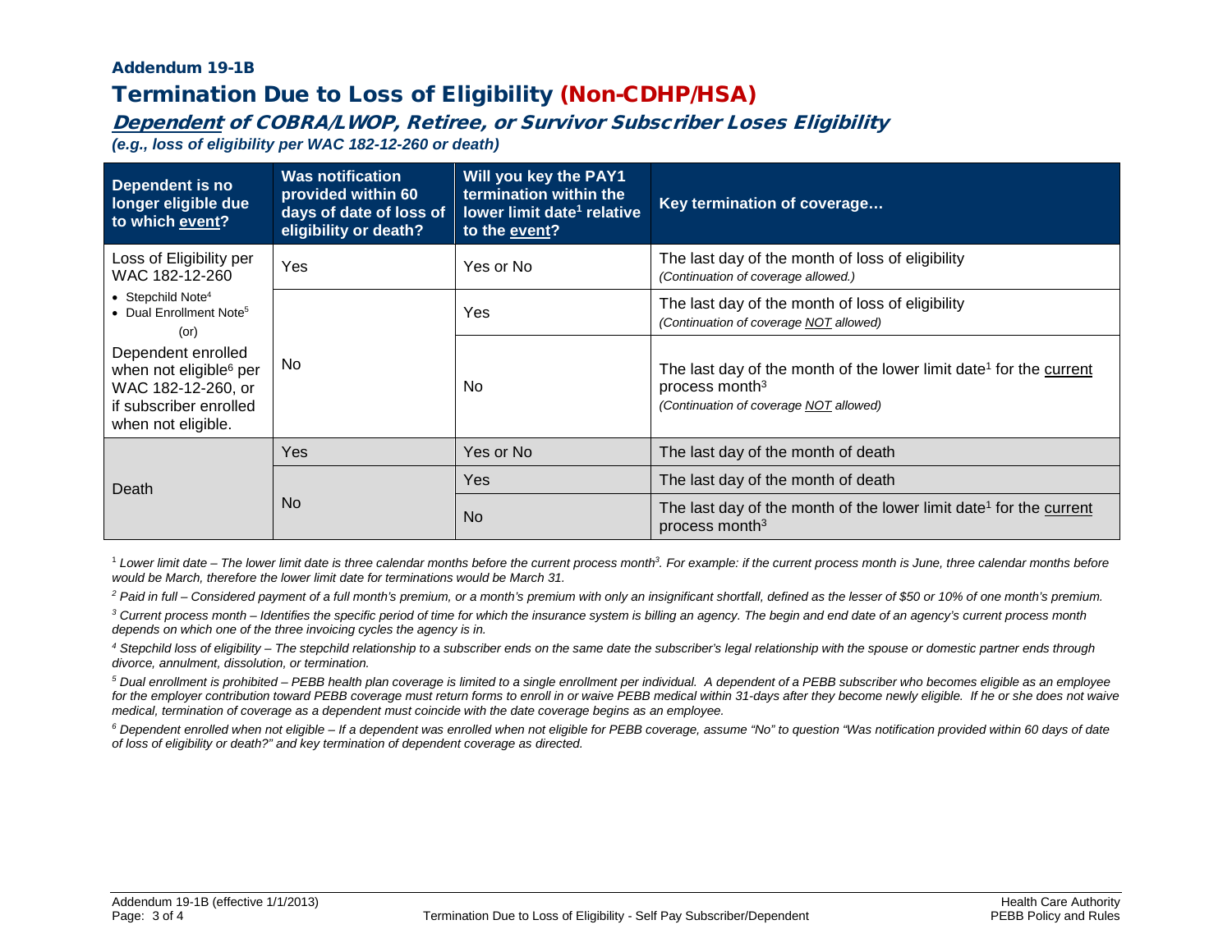### Addendum 19-1B

# Termination Due to Loss of Eligibility (Non-CDHP/HSA)

## *Dependent of COBRA/LWOP, Retiree, or Survivor Subscriber Loses Eligibility*

***(e.g., loss of eligibility per WAC 182-12-260 or death)***

| Dependent is no longer eligible due to which event? | Was notification provided within 60 days of date of loss of eligibility or death? | Will you key the PAY1 termination within the lower limit date[1] relative to the event? | Key termination of coverage… |
|---|---|---|---|
| Loss of Eligibility per WAC 182-12-260<br>• Stepchild Note[4]<br>• Dual Enrollment Note[5]<br>(or)<br>Dependent enrolled when not eligible[6] per WAC 182-12-260, or if subscriber enrolled when not eligible. | Yes | Yes or No | The last day of the month of loss of eligibility<br>*(Continuation of coverage allowed.)* |
| | No | Yes | The last day of the month of loss of eligibility<br>*(Continuation of coverage NOT allowed)* |
| | | No | The last day of the month of the lower limit date[1] for the current process month[3]<br>*(Continuation of coverage NOT allowed)* |
| Death | Yes | Yes or No | The last day of the month of death |
| | No | Yes | The last day of the month of death |
| | | No | The last day of the month of the lower limit date[1] for the current process month[3] |

[1] *Lower limit date – The lower limit date is three calendar months before the current process month[3]. For example: if the current process month is June, three calendar months before would be March, therefore the lower limit date for terminations would be March 31.*

[2] *Paid in full – Considered payment of a full month's premium, or a month's premium with only an insignificant shortfall, defined as the lesser of $50 or 10% of one month's premium.*

[3] *Current process month – Identifies the specific period of time for which the insurance system is billing an agency. The begin and end date of an agency's current process month depends on which one of the three invoicing cycles the agency is in.*

[4] *Stepchild loss of eligibility – The stepchild relationship to a subscriber ends on the same date the subscriber's legal relationship with the spouse or domestic partner ends through divorce, annulment, dissolution, or termination.*

[5] *Dual enrollment is prohibited – PEBB health plan coverage is limited to a single enrollment per individual. A dependent of a PEBB subscriber who becomes eligible as an employee for the employer contribution toward PEBB coverage must return forms to enroll in or waive PEBB medical within 31-days after they become newly eligible. If he or she does not waive medical, termination of coverage as a dependent must coincide with the date coverage begins as an employee.*

[6] *Dependent enrolled when not eligible – If a dependent was enrolled when not eligible for PEBB coverage, assume "No" to question "Was notification provided within 60 days of date of loss of eligibility or death?" and key termination of dependent coverage as directed.*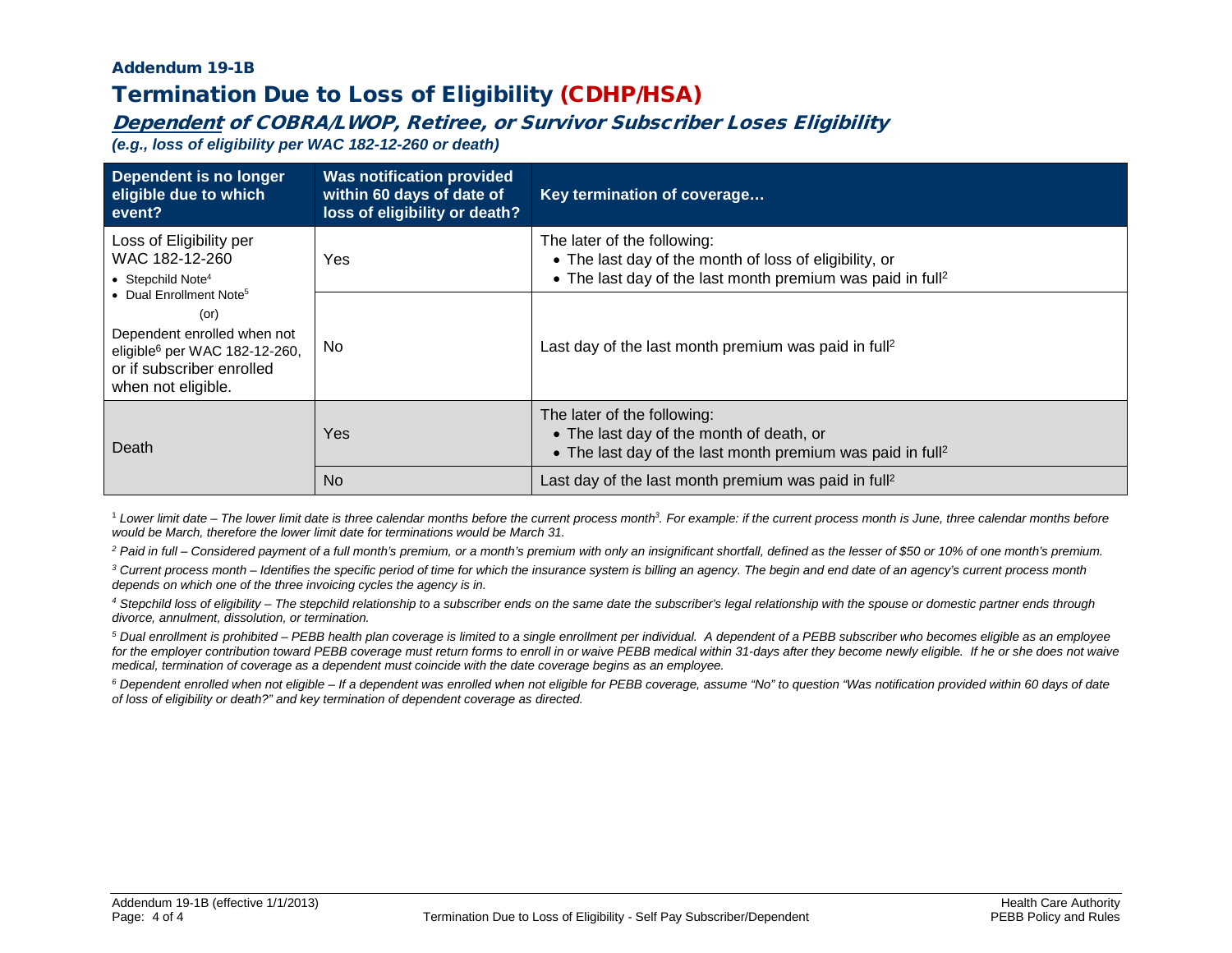**Addendum 19-1B**

# Termination Due to Loss of Eligibility (CDHP/HSA)

## ***Dependent*** *of COBRA/LWOP, Retiree, or Survivor Subscriber Loses Eligibility*

***(e.g., loss of eligibility per WAC 182-12-260 or death)***

| Dependent is no longer eligible due to which event? | Was notification provided within 60 days of date of loss of eligibility or death? | Key termination of coverage… |
|---|---|---|
| Loss of Eligibility per WAC 182-12-260<br>• Stepchild Note[4]<br>• Dual Enrollment Note[5]<br>(or)<br>Dependent enrolled when not eligible[6] per WAC 182-12-260, or if subscriber enrolled when not eligible. | Yes | The later of the following:<br>• The last day of the month of loss of eligibility, or<br>• The last day of the last month premium was paid in full[2] |
| | No | Last day of the last month premium was paid in full[2] |
| Death | Yes | The later of the following:<br>• The last day of the month of death, or<br>• The last day of the last month premium was paid in full[2] |
| | No | Last day of the last month premium was paid in full[2] |

*[1] Lower limit date – The lower limit date is three calendar months before the current process month[3]. For example: if the current process month is June, three calendar months before would be March, therefore the lower limit date for terminations would be March 31.*

*[2] Paid in full – Considered payment of a full month's premium, or a month's premium with only an insignificant shortfall, defined as the lesser of $50 or 10% of one month's premium.*

*[3] Current process month – Identifies the specific period of time for which the insurance system is billing an agency. The begin and end date of an agency's current process month depends on which one of the three invoicing cycles the agency is in.*

*[4] Stepchild loss of eligibility – The stepchild relationship to a subscriber ends on the same date the subscriber's legal relationship with the spouse or domestic partner ends through divorce, annulment, dissolution, or termination.*

*[5] Dual enrollment is prohibited – PEBB health plan coverage is limited to a single enrollment per individual. A dependent of a PEBB subscriber who becomes eligible as an employee for the employer contribution toward PEBB coverage must return forms to enroll in or waive PEBB medical within 31-days after they become newly eligible. If he or she does not waive medical, termination of coverage as a dependent must coincide with the date coverage begins as an employee.*

*[6] Dependent enrolled when not eligible – If a dependent was enrolled when not eligible for PEBB coverage, assume "No" to question "Was notification provided within 60 days of date of loss of eligibility or death?" and key termination of dependent coverage as directed.*